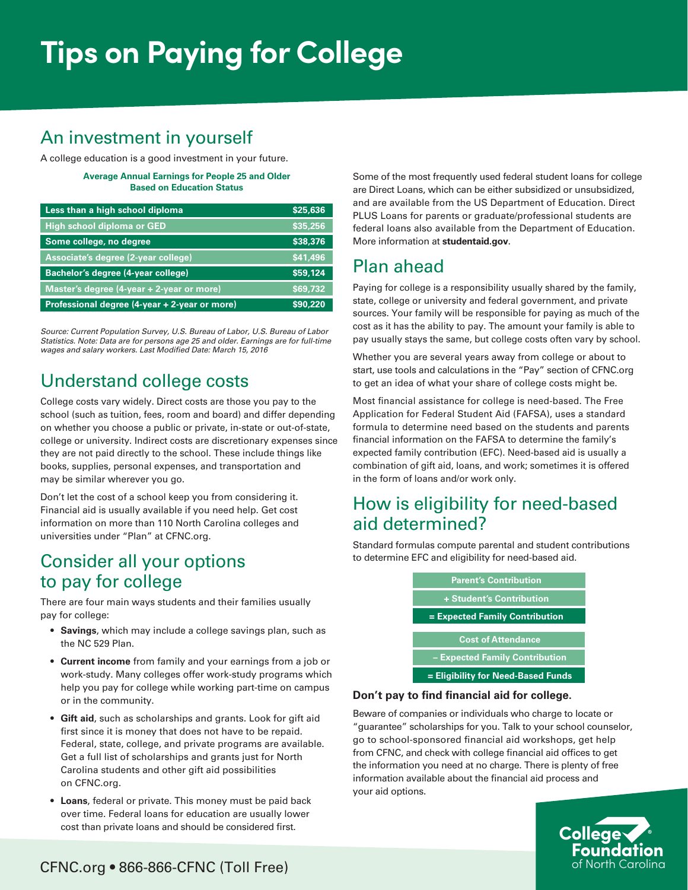# Tips on Paying for College

## An investment in yourself

A college education is a good investment in your future.

**Average Annual Earnings for People 25 and Older Based on Education Status**

| Education Status | Earnings |
|---|---|
| Less than a high school diploma | $25,636 |
| High school diploma or GED | $35,256 |
| Some college, no degree | $38,376 |
| Associate's degree (2-year college) | $41,496 |
| Bachelor's degree (4-year college) | $59,124 |
| Master's degree (4-year + 2-year or more) | $69,732 |
| Professional degree (4-year + 2-year or more) | $90,220 |

*Source: Current Population Survey, U.S. Bureau of Labor, U.S. Bureau of Labor Statistics. Note: Data are for persons age 25 and older. Earnings are for full-time wages and salary workers. Last Modified Date: March 15, 2016*

## Understand college costs

College costs vary widely. Direct costs are those you pay to the school (such as tuition, fees, room and board) and differ depending on whether you choose a public or private, in-state or out-of-state, college or university. Indirect costs are discretionary expenses since they are not paid directly to the school. These include things like books, supplies, personal expenses, and transportation and may be similar wherever you go.

Don't let the cost of a school keep you from considering it. Financial aid is usually available if you need help. Get cost information on more than 110 North Carolina colleges and universities under "Plan" at CFNC.org.

## Consider all your options to pay for college

There are four main ways students and their families usually pay for college:

- **Savings**, which may include a college savings plan, such as the NC 529 Plan.
- **Current income** from family and your earnings from a job or work-study. Many colleges offer work-study programs which help you pay for college while working part-time on campus or in the community.
- **Gift aid**, such as scholarships and grants. Look for gift aid first since it is money that does not have to be repaid. Federal, state, college, and private programs are available. Get a full list of scholarships and grants just for North Carolina students and other gift aid possibilities on CFNC.org.
- **Loans**, federal or private. This money must be paid back over time. Federal loans for education are usually lower cost than private loans and should be considered first.

Some of the most frequently used federal student loans for college are Direct Loans, which can be either subsidized or unsubsidized, and are available from the US Department of Education. Direct PLUS Loans for parents or graduate/professional students are federal loans also available from the Department of Education. More information at **studentaid.gov**.

## Plan ahead

Paying for college is a responsibility usually shared by the family, state, college or university and federal government, and private sources. Your family will be responsible for paying as much of the cost as it has the ability to pay. The amount your family is able to pay usually stays the same, but college costs often vary by school.

Whether you are several years away from college or about to start, use tools and calculations in the "Pay" section of CFNC.org to get an idea of what your share of college costs might be.

Most financial assistance for college is need-based. The Free Application for Federal Student Aid (FAFSA), uses a standard formula to determine need based on the students and parents financial information on the FAFSA to determine the family's expected family contribution (EFC). Need-based aid is usually a combination of gift aid, loans, and work; sometimes it is offered in the form of loans and/or work only.

## How is eligibility for need-based aid determined?

Standard formulas compute parental and student contributions to determine EFC and eligibility for need-based aid.

| |
|---|
| Parent's Contribution |
| + Student's Contribution |
| = Expected Family Contribution |

| |
|---|
| Cost of Attendance |
| – Expected Family Contribution |
| = Eligibility for Need-Based Funds |

**Don't pay to find financial aid for college.**

Beware of companies or individuals who charge to locate or "guarantee" scholarships for you. Talk to your school counselor, go to school-sponsored financial aid workshops, get help from CFNC, and check with college financial aid offices to get the information you need at no charge. There is plenty of free information available about the financial aid process and your aid options.

CFNC.org • 866-866-CFNC (Toll Free)

College Foundation of North Carolina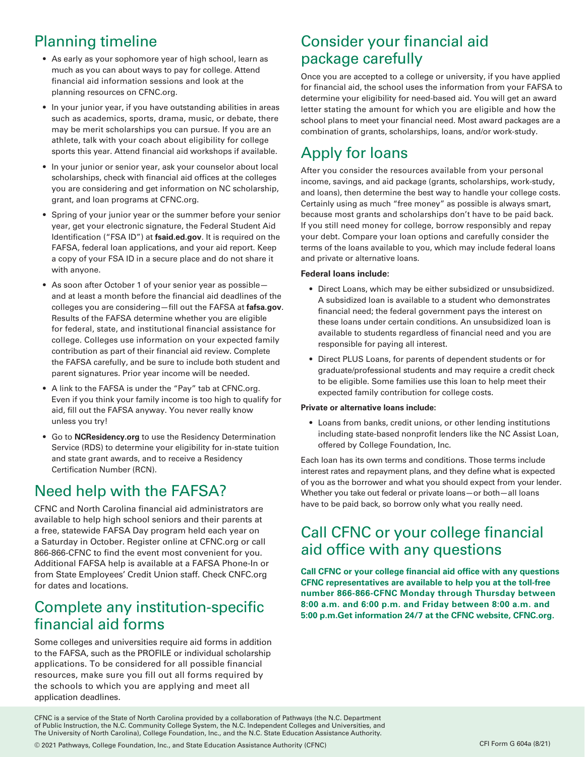## Planning timeline

- As early as your sophomore year of high school, learn as much as you can about ways to pay for college. Attend financial aid information sessions and look at the planning resources on CFNC.org.
- In your junior year, if you have outstanding abilities in areas such as academics, sports, drama, music, or debate, there may be merit scholarships you can pursue. If you are an athlete, talk with your coach about eligibility for college sports this year. Attend financial aid workshops if available.
- In your junior or senior year, ask your counselor about local scholarships, check with financial aid offices at the colleges you are considering and get information on NC scholarship, grant, and loan programs at CFNC.org.
- Spring of your junior year or the summer before your senior year, get your electronic signature, the Federal Student Aid Identification ("FSA ID") at **fsaid.ed.gov**. It is required on the FAFSA, federal loan applications, and your aid report. Keep a copy of your FSA ID in a secure place and do not share it with anyone.
- As soon after October 1 of your senior year as possible—and at least a month before the financial aid deadlines of the colleges you are considering—fill out the FAFSA at **fafsa.gov**. Results of the FAFSA determine whether you are eligible for federal, state, and institutional financial assistance for college. Colleges use information on your expected family contribution as part of their financial aid review. Complete the FAFSA carefully, and be sure to include both student and parent signatures. Prior year income will be needed.
- A link to the FAFSA is under the "Pay" tab at CFNC.org. Even if you think your family income is too high to qualify for aid, fill out the FAFSA anyway. You never really know unless you try!
- Go to **NCResidency.org** to use the Residency Determination Service (RDS) to determine your eligibility for in-state tuition and state grant awards, and to receive a Residency Certification Number (RCN).

## Need help with the FAFSA?

CFNC and North Carolina financial aid administrators are available to help high school seniors and their parents at a free, statewide FAFSA Day program held each year on a Saturday in October. Register online at CFNC.org or call 866-866-CFNC to find the event most convenient for you. Additional FAFSA help is available at a FAFSA Phone-In or from State Employees' Credit Union staff. Check CNFC.org for dates and locations.

## Complete any institution-specific financial aid forms

Some colleges and universities require aid forms in addition to the FAFSA, such as the PROFILE or individual scholarship applications. To be considered for all possible financial resources, make sure you fill out all forms required by the schools to which you are applying and meet all application deadlines.

## Consider your financial aid package carefully

Once you are accepted to a college or university, if you have applied for financial aid, the school uses the information from your FAFSA to determine your eligibility for need-based aid. You will get an award letter stating the amount for which you are eligible and how the school plans to meet your financial need. Most award packages are a combination of grants, scholarships, loans, and/or work-study.

## Apply for loans

After you consider the resources available from your personal income, savings, and aid package (grants, scholarships, work-study, and loans), then determine the best way to handle your college costs. Certainly using as much "free money" as possible is always smart, because most grants and scholarships don't have to be paid back. If you still need money for college, borrow responsibly and repay your debt. Compare your loan options and carefully consider the terms of the loans available to you, which may include federal loans and private or alternative loans.

**Federal loans include:**

- Direct Loans, which may be either subsidized or unsubsidized. A subsidized loan is available to a student who demonstrates financial need; the federal government pays the interest on these loans under certain conditions. An unsubsidized loan is available to students regardless of financial need and you are responsible for paying all interest.
- Direct PLUS Loans, for parents of dependent students or for graduate/professional students and may require a credit check to be eligible. Some families use this loan to help meet their expected family contribution for college costs.

**Private or alternative loans include:**

- Loans from banks, credit unions, or other lending institutions including state-based nonprofit lenders like the NC Assist Loan, offered by College Foundation, Inc.

Each loan has its own terms and conditions. Those terms include interest rates and repayment plans, and they define what is expected of you as the borrower and what you should expect from your lender. Whether you take out federal or private loans—or both—all loans have to be paid back, so borrow only what you really need.

## Call CFNC or your college financial aid office with any questions

**Call CFNC or your college financial aid office with any questions CFNC representatives are available to help you at the toll-free number 866-866-CFNC Monday through Thursday between 8:00 a.m. and 6:00 p.m. and Friday between 8:00 a.m. and 5:00 p.m.Get information 24/7 at the CFNC website, CFNC.org.**

CFNC is a service of the State of North Carolina provided by a collaboration of Pathways (the N.C. Department of Public Instruction, the N.C. Community College System, the N.C. Independent Colleges and Universities, and The University of North Carolina), College Foundation, Inc., and the N.C. State Education Assistance Authority.

© 2021 Pathways, College Foundation, Inc., and State Education Assistance Authority (CFNC)

CFI Form G 604a (8/21)